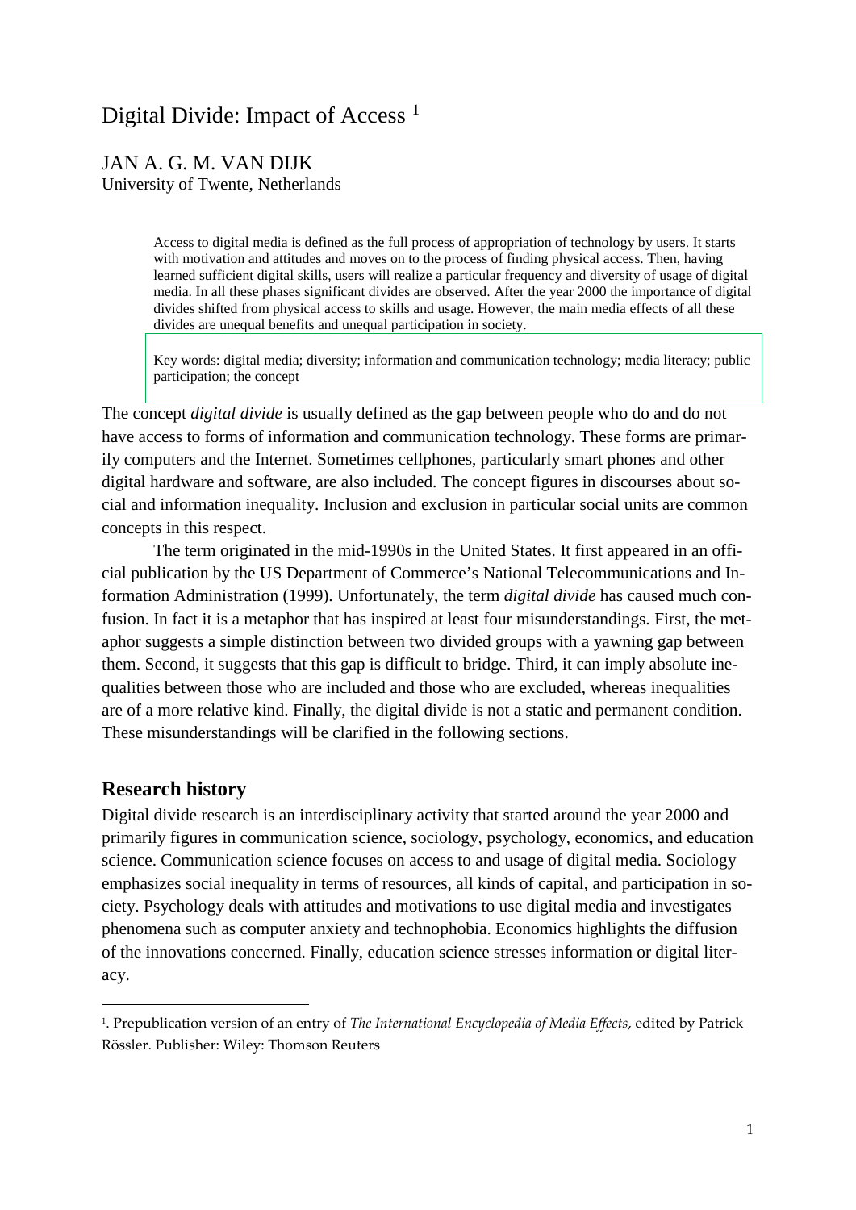# Digital Divide: Impact of Access [1]

JAN A. G. M. VAN DIJK
University of Twente, Netherlands

Access to digital media is defined as the full process of appropriation of technology by users. It starts with motivation and attitudes and moves on to the process of finding physical access. Then, having learned sufficient digital skills, users will realize a particular frequency and diversity of usage of digital media. In all these phases significant divides are observed. After the year 2000 the importance of digital divides shifted from physical access to skills and usage. However, the main media effects of all these divides are unequal benefits and unequal participation in society.

Key words: digital media; diversity; information and communication technology; media literacy; public participation; the concept

The concept *digital divide* is usually defined as the gap between people who do and do not have access to forms of information and communication technology. These forms are primarily computers and the Internet. Sometimes cellphones, particularly smart phones and other digital hardware and software, are also included. The concept figures in discourses about social and information inequality. Inclusion and exclusion in particular social units are common concepts in this respect.

The term originated in the mid-1990s in the United States. It first appeared in an official publication by the US Department of Commerce's National Telecommunications and Information Administration (1999). Unfortunately, the term *digital divide* has caused much confusion. In fact it is a metaphor that has inspired at least four misunderstandings. First, the metaphor suggests a simple distinction between two divided groups with a yawning gap between them. Second, it suggests that this gap is difficult to bridge. Third, it can imply absolute inequalities between those who are included and those who are excluded, whereas inequalities are of a more relative kind. Finally, the digital divide is not a static and permanent condition. These misunderstandings will be clarified in the following sections.

## Research history

Digital divide research is an interdisciplinary activity that started around the year 2000 and primarily figures in communication science, sociology, psychology, economics, and education science. Communication science focuses on access to and usage of digital media. Sociology emphasizes social inequality in terms of resources, all kinds of capital, and participation in society. Psychology deals with attitudes and motivations to use digital media and investigates phenomena such as computer anxiety and technophobia. Economics highlights the diffusion of the innovations concerned. Finally, education science stresses information or digital literacy.

[1]. Prepublication version of an entry of *The International Encyclopedia of Media Effects*, edited by Patrick Rössler. Publisher: Wiley: Thomson Reuters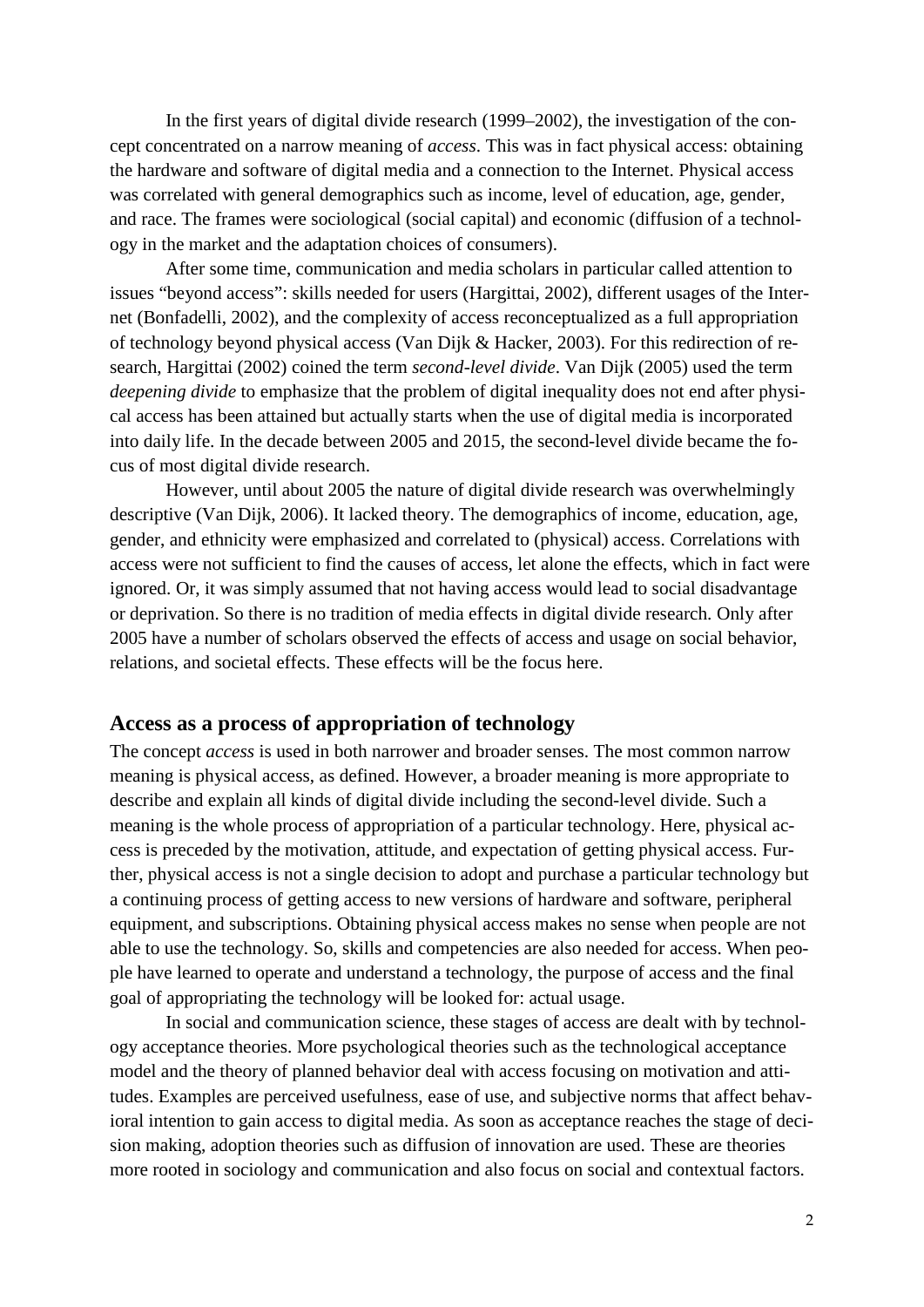In the first years of digital divide research (1999–2002), the investigation of the concept concentrated on a narrow meaning of *access*. This was in fact physical access: obtaining the hardware and software of digital media and a connection to the Internet. Physical access was correlated with general demographics such as income, level of education, age, gender, and race. The frames were sociological (social capital) and economic (diffusion of a technology in the market and the adaptation choices of consumers).

After some time, communication and media scholars in particular called attention to issues "beyond access": skills needed for users (Hargittai, 2002), different usages of the Internet (Bonfadelli, 2002), and the complexity of access reconceptualized as a full appropriation of technology beyond physical access (Van Dijk & Hacker, 2003). For this redirection of research, Hargittai (2002) coined the term *second-level divide*. Van Dijk (2005) used the term *deepening divide* to emphasize that the problem of digital inequality does not end after physical access has been attained but actually starts when the use of digital media is incorporated into daily life. In the decade between 2005 and 2015, the second-level divide became the focus of most digital divide research.

However, until about 2005 the nature of digital divide research was overwhelmingly descriptive (Van Dijk, 2006). It lacked theory. The demographics of income, education, age, gender, and ethnicity were emphasized and correlated to (physical) access. Correlations with access were not sufficient to find the causes of access, let alone the effects, which in fact were ignored. Or, it was simply assumed that not having access would lead to social disadvantage or deprivation. So there is no tradition of media effects in digital divide research. Only after 2005 have a number of scholars observed the effects of access and usage on social behavior, relations, and societal effects. These effects will be the focus here.

## Access as a process of appropriation of technology

The concept *access* is used in both narrower and broader senses. The most common narrow meaning is physical access, as defined. However, a broader meaning is more appropriate to describe and explain all kinds of digital divide including the second-level divide. Such a meaning is the whole process of appropriation of a particular technology. Here, physical access is preceded by the motivation, attitude, and expectation of getting physical access. Further, physical access is not a single decision to adopt and purchase a particular technology but a continuing process of getting access to new versions of hardware and software, peripheral equipment, and subscriptions. Obtaining physical access makes no sense when people are not able to use the technology. So, skills and competencies are also needed for access. When people have learned to operate and understand a technology, the purpose of access and the final goal of appropriating the technology will be looked for: actual usage.

In social and communication science, these stages of access are dealt with by technology acceptance theories. More psychological theories such as the technological acceptance model and the theory of planned behavior deal with access focusing on motivation and attitudes. Examples are perceived usefulness, ease of use, and subjective norms that affect behavioral intention to gain access to digital media. As soon as acceptance reaches the stage of decision making, adoption theories such as diffusion of innovation are used. These are theories more rooted in sociology and communication and also focus on social and contextual factors.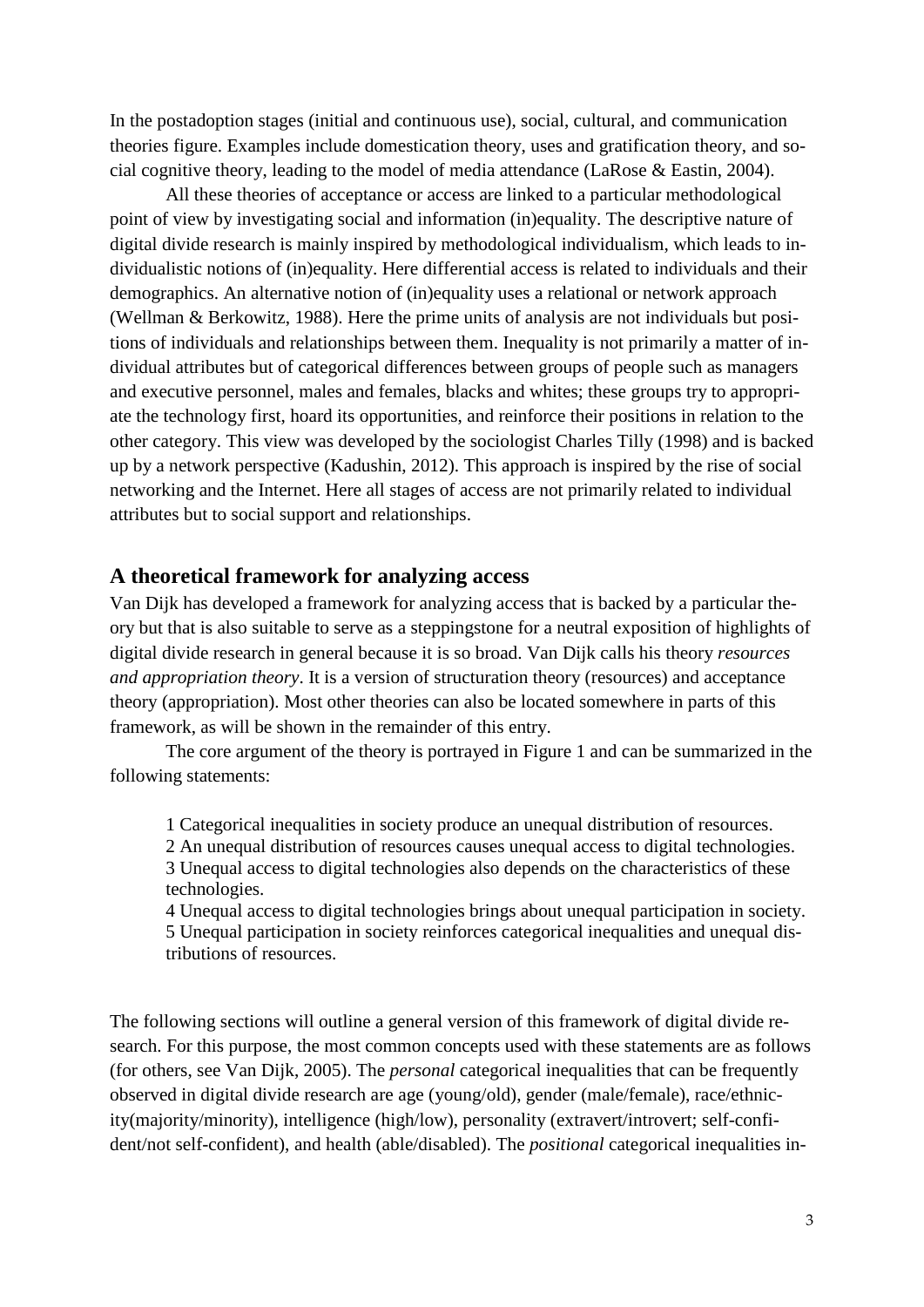In the postadoption stages (initial and continuous use), social, cultural, and communication theories figure. Examples include domestication theory, uses and gratification theory, and social cognitive theory, leading to the model of media attendance (LaRose & Eastin, 2004).

All these theories of acceptance or access are linked to a particular methodological point of view by investigating social and information (in)equality. The descriptive nature of digital divide research is mainly inspired by methodological individualism, which leads to individualistic notions of (in)equality. Here differential access is related to individuals and their demographics. An alternative notion of (in)equality uses a relational or network approach (Wellman & Berkowitz, 1988). Here the prime units of analysis are not individuals but positions of individuals and relationships between them. Inequality is not primarily a matter of individual attributes but of categorical differences between groups of people such as managers and executive personnel, males and females, blacks and whites; these groups try to appropriate the technology first, hoard its opportunities, and reinforce their positions in relation to the other category. This view was developed by the sociologist Charles Tilly (1998) and is backed up by a network perspective (Kadushin, 2012). This approach is inspired by the rise of social networking and the Internet. Here all stages of access are not primarily related to individual attributes but to social support and relationships.

## A theoretical framework for analyzing access

Van Dijk has developed a framework for analyzing access that is backed by a particular theory but that is also suitable to serve as a steppingstone for a neutral exposition of highlights of digital divide research in general because it is so broad. Van Dijk calls his theory *resources and appropriation theory*. It is a version of structuration theory (resources) and acceptance theory (appropriation). Most other theories can also be located somewhere in parts of this framework, as will be shown in the remainder of this entry.

The core argument of the theory is portrayed in Figure 1 and can be summarized in the following statements:

1 Categorical inequalities in society produce an unequal distribution of resources.
2 An unequal distribution of resources causes unequal access to digital technologies.
3 Unequal access to digital technologies also depends on the characteristics of these technologies.
4 Unequal access to digital technologies brings about unequal participation in society.
5 Unequal participation in society reinforces categorical inequalities and unequal distributions of resources.

The following sections will outline a general version of this framework of digital divide research. For this purpose, the most common concepts used with these statements are as follows (for others, see Van Dijk, 2005). The *personal* categorical inequalities that can be frequently observed in digital divide research are age (young/old), gender (male/female), race/ethnicity(majority/minority), intelligence (high/low), personality (extravert/introvert; self-confident/not self-confident), and health (able/disabled). The *positional* categorical inequalities in-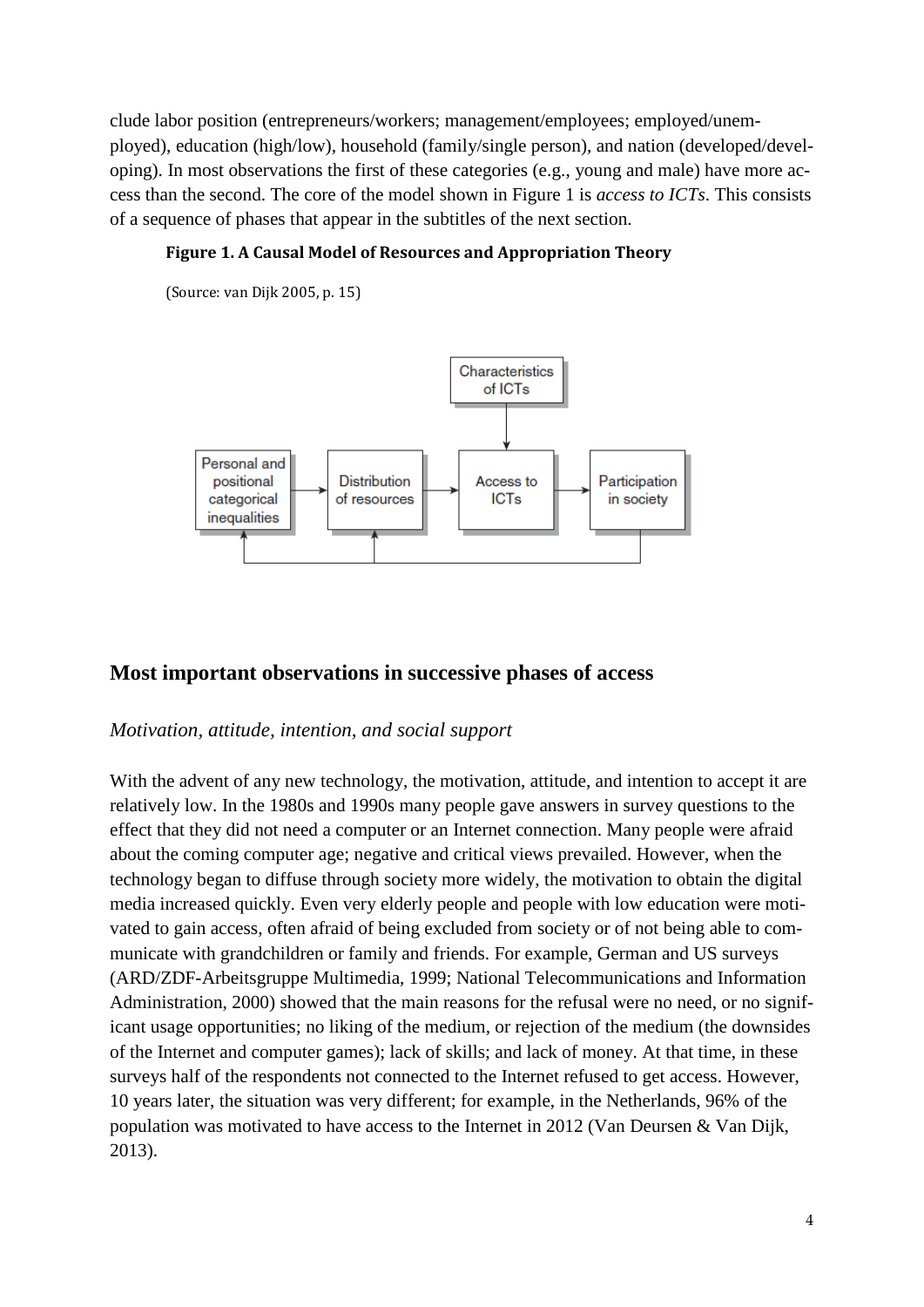clude labor position (entrepreneurs/workers; management/employees; employed/unemployed), education (high/low), household (family/single person), and nation (developed/developing). In most observations the first of these categories (e.g., young and male) have more access than the second. The core of the model shown in Figure 1 is *access to ICTs*. This consists of a sequence of phases that appear in the subtitles of the next section.

**Figure 1. A Causal Model of Resources and Appropriation Theory**

(Source: van Dijk 2005, p. 15)

Characteristics of ICTs

Personal and positional categorical inequalities → Distribution of resources → Access to ICTs → Participation in society

## Most important observations in successive phases of access

### *Motivation, attitude, intention, and social support*

With the advent of any new technology, the motivation, attitude, and intention to accept it are relatively low. In the 1980s and 1990s many people gave answers in survey questions to the effect that they did not need a computer or an Internet connection. Many people were afraid about the coming computer age; negative and critical views prevailed. However, when the technology began to diffuse through society more widely, the motivation to obtain the digital media increased quickly. Even very elderly people and people with low education were motivated to gain access, often afraid of being excluded from society or of not being able to communicate with grandchildren or family and friends. For example, German and US surveys (ARD/ZDF-Arbeitsgruppe Multimedia, 1999; National Telecommunications and Information Administration, 2000) showed that the main reasons for the refusal were no need, or no significant usage opportunities; no liking of the medium, or rejection of the medium (the downsides of the Internet and computer games); lack of skills; and lack of money. At that time, in these surveys half of the respondents not connected to the Internet refused to get access. However, 10 years later, the situation was very different; for example, in the Netherlands, 96% of the population was motivated to have access to the Internet in 2012 (Van Deursen & Van Dijk, 2013).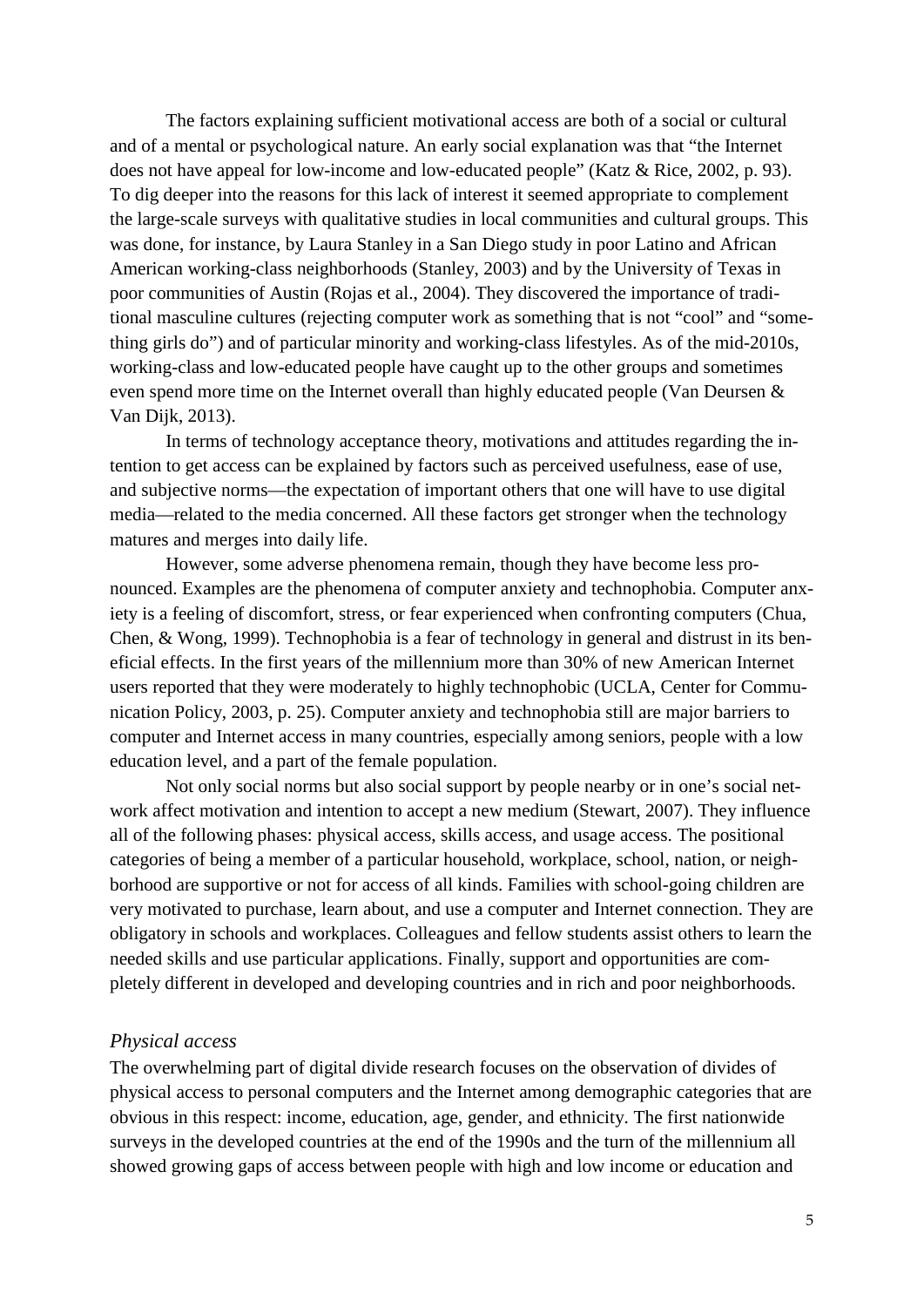The factors explaining sufficient motivational access are both of a social or cultural and of a mental or psychological nature. An early social explanation was that "the Internet does not have appeal for low-income and low-educated people" (Katz & Rice, 2002, p. 93). To dig deeper into the reasons for this lack of interest it seemed appropriate to complement the large-scale surveys with qualitative studies in local communities and cultural groups. This was done, for instance, by Laura Stanley in a San Diego study in poor Latino and African American working-class neighborhoods (Stanley, 2003) and by the University of Texas in poor communities of Austin (Rojas et al., 2004). They discovered the importance of traditional masculine cultures (rejecting computer work as something that is not "cool" and "something girls do") and of particular minority and working-class lifestyles. As of the mid-2010s, working-class and low-educated people have caught up to the other groups and sometimes even spend more time on the Internet overall than highly educated people (Van Deursen & Van Dijk, 2013).

In terms of technology acceptance theory, motivations and attitudes regarding the intention to get access can be explained by factors such as perceived usefulness, ease of use, and subjective norms—the expectation of important others that one will have to use digital media—related to the media concerned. All these factors get stronger when the technology matures and merges into daily life.

However, some adverse phenomena remain, though they have become less pronounced. Examples are the phenomena of computer anxiety and technophobia. Computer anxiety is a feeling of discomfort, stress, or fear experienced when confronting computers (Chua, Chen, & Wong, 1999). Technophobia is a fear of technology in general and distrust in its beneficial effects. In the first years of the millennium more than 30% of new American Internet users reported that they were moderately to highly technophobic (UCLA, Center for Communication Policy, 2003, p. 25). Computer anxiety and technophobia still are major barriers to computer and Internet access in many countries, especially among seniors, people with a low education level, and a part of the female population.

Not only social norms but also social support by people nearby or in one's social network affect motivation and intention to accept a new medium (Stewart, 2007). They influence all of the following phases: physical access, skills access, and usage access. The positional categories of being a member of a particular household, workplace, school, nation, or neighborhood are supportive or not for access of all kinds. Families with school-going children are very motivated to purchase, learn about, and use a computer and Internet connection. They are obligatory in schools and workplaces. Colleagues and fellow students assist others to learn the needed skills and use particular applications. Finally, support and opportunities are completely different in developed and developing countries and in rich and poor neighborhoods.

### *Physical access*

The overwhelming part of digital divide research focuses on the observation of divides of physical access to personal computers and the Internet among demographic categories that are obvious in this respect: income, education, age, gender, and ethnicity. The first nationwide surveys in the developed countries at the end of the 1990s and the turn of the millennium all showed growing gaps of access between people with high and low income or education and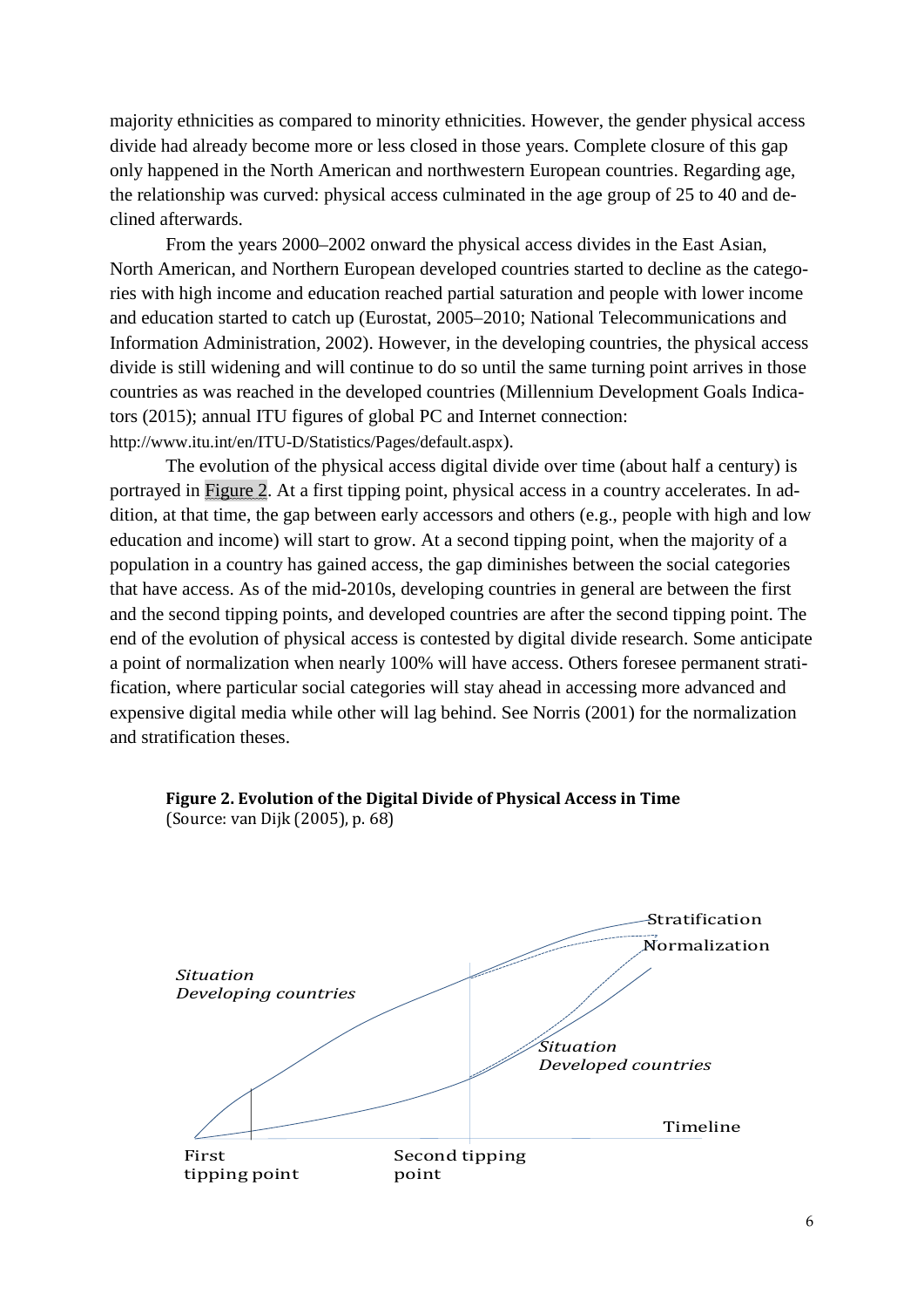majority ethnicities as compared to minority ethnicities. However, the gender physical access divide had already become more or less closed in those years. Complete closure of this gap only happened in the North American and northwestern European countries. Regarding age, the relationship was curved: physical access culminated in the age group of 25 to 40 and declined afterwards.

From the years 2000–2002 onward the physical access divides in the East Asian, North American, and Northern European developed countries started to decline as the categories with high income and education reached partial saturation and people with lower income and education started to catch up (Eurostat, 2005–2010; National Telecommunications and Information Administration, 2002). However, in the developing countries, the physical access divide is still widening and will continue to do so until the same turning point arrives in those countries as was reached in the developed countries (Millennium Development Goals Indicators (2015); annual ITU figures of global PC and Internet connection: http://www.itu.int/en/ITU-D/Statistics/Pages/default.aspx).

The evolution of the physical access digital divide over time (about half a century) is portrayed in Figure 2. At a first tipping point, physical access in a country accelerates. In addition, at that time, the gap between early accessors and others (e.g., people with high and low education and income) will start to grow. At a second tipping point, when the majority of a population in a country has gained access, the gap diminishes between the social categories that have access. As of the mid-2010s, developing countries in general are between the first and the second tipping points, and developed countries are after the second tipping point. The end of the evolution of physical access is contested by digital divide research. Some anticipate a point of normalization when nearly 100% will have access. Others foresee permanent stratification, where particular social categories will stay ahead in accessing more advanced and expensive digital media while other will lag behind. See Norris (2001) for the normalization and stratification theses.

**Figure 2. Evolution of the Digital Divide of Physical Access in Time**
(Source: van Dijk (2005), p. 68)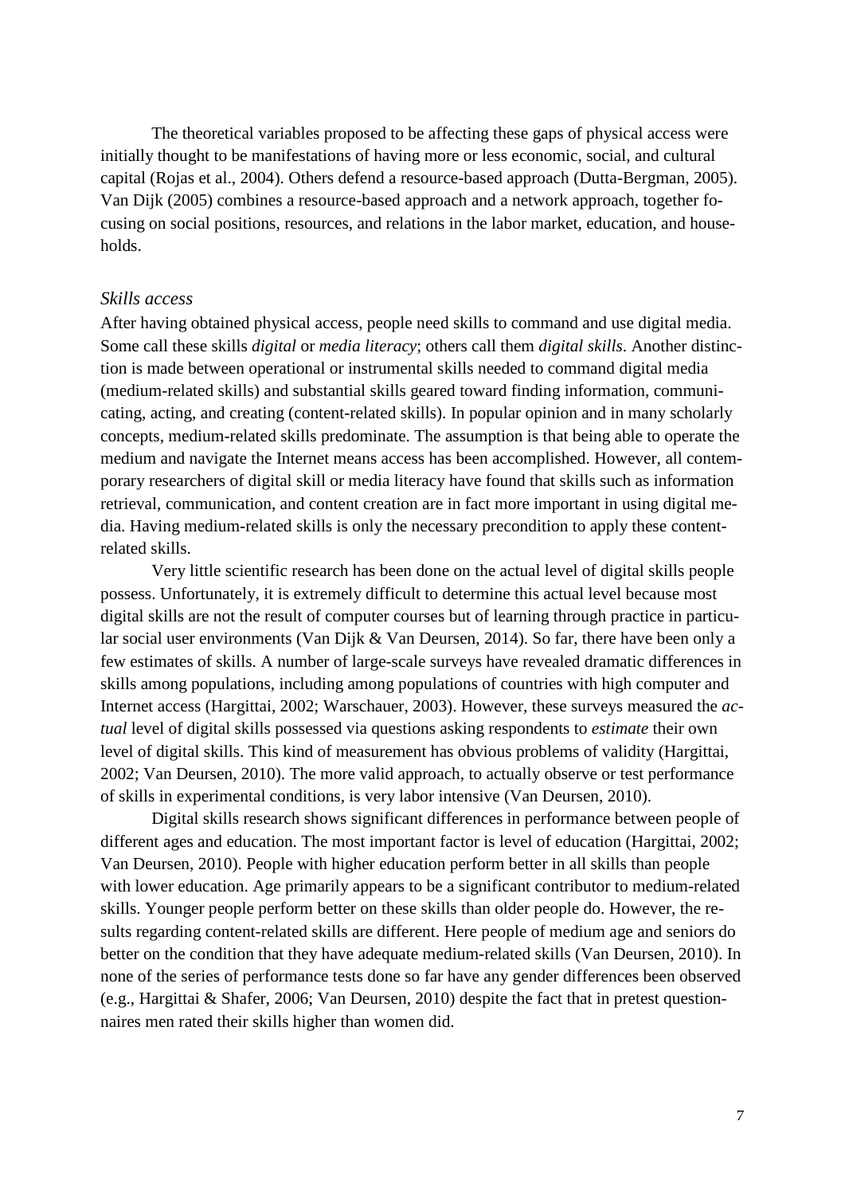The theoretical variables proposed to be affecting these gaps of physical access were initially thought to be manifestations of having more or less economic, social, and cultural capital (Rojas et al., 2004). Others defend a resource-based approach (Dutta-Bergman, 2005). Van Dijk (2005) combines a resource-based approach and a network approach, together focusing on social positions, resources, and relations in the labor market, education, and households.

### *Skills access*

After having obtained physical access, people need skills to command and use digital media. Some call these skills *digital* or *media literacy*; others call them *digital skills*. Another distinction is made between operational or instrumental skills needed to command digital media (medium-related skills) and substantial skills geared toward finding information, communicating, acting, and creating (content-related skills). In popular opinion and in many scholarly concepts, medium-related skills predominate. The assumption is that being able to operate the medium and navigate the Internet means access has been accomplished. However, all contemporary researchers of digital skill or media literacy have found that skills such as information retrieval, communication, and content creation are in fact more important in using digital media. Having medium-related skills is only the necessary precondition to apply these content-related skills.

Very little scientific research has been done on the actual level of digital skills people possess. Unfortunately, it is extremely difficult to determine this actual level because most digital skills are not the result of computer courses but of learning through practice in particular social user environments (Van Dijk & Van Deursen, 2014). So far, there have been only a few estimates of skills. A number of large-scale surveys have revealed dramatic differences in skills among populations, including among populations of countries with high computer and Internet access (Hargittai, 2002; Warschauer, 2003). However, these surveys measured the *actual* level of digital skills possessed via questions asking respondents to *estimate* their own level of digital skills. This kind of measurement has obvious problems of validity (Hargittai, 2002; Van Deursen, 2010). The more valid approach, to actually observe or test performance of skills in experimental conditions, is very labor intensive (Van Deursen, 2010).

Digital skills research shows significant differences in performance between people of different ages and education. The most important factor is level of education (Hargittai, 2002; Van Deursen, 2010). People with higher education perform better in all skills than people with lower education. Age primarily appears to be a significant contributor to medium-related skills. Younger people perform better on these skills than older people do. However, the results regarding content-related skills are different. Here people of medium age and seniors do better on the condition that they have adequate medium-related skills (Van Deursen, 2010). In none of the series of performance tests done so far have any gender differences been observed (e.g., Hargittai & Shafer, 2006; Van Deursen, 2010) despite the fact that in pretest questionnaires men rated their skills higher than women did.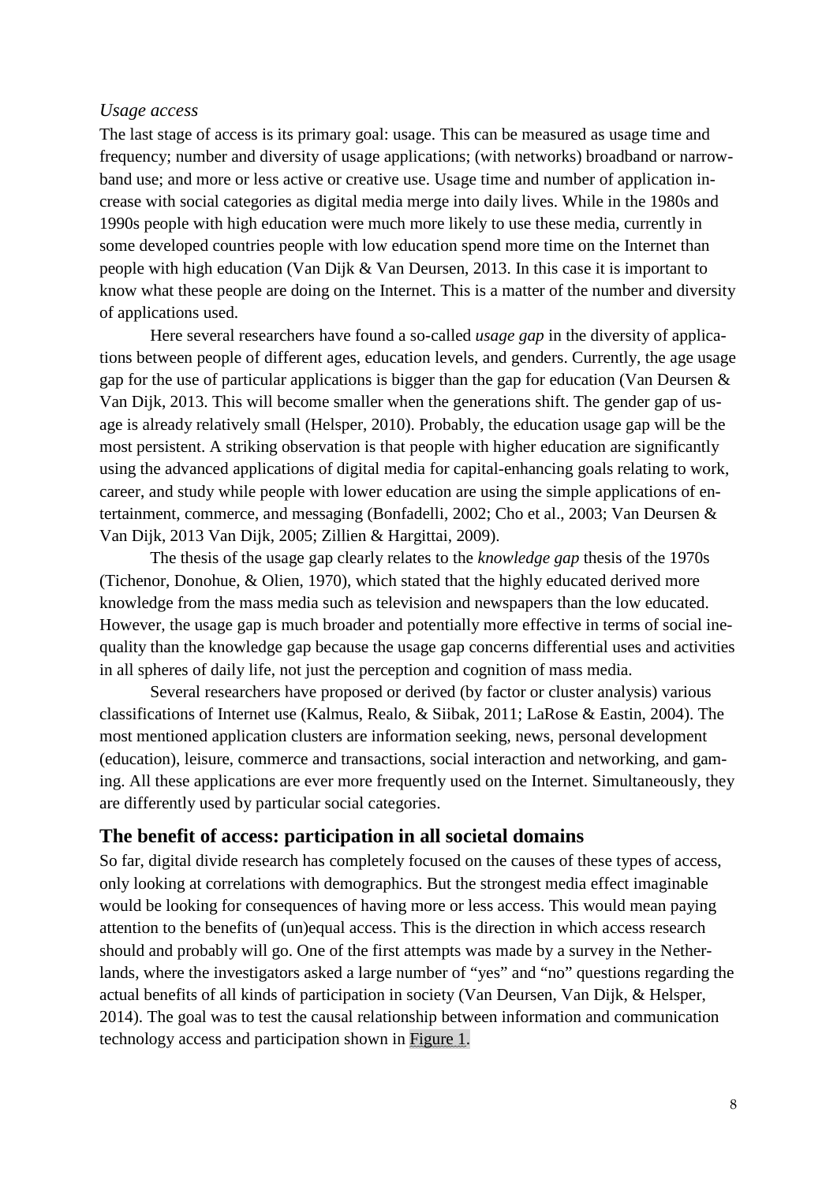*Usage access*

The last stage of access is its primary goal: usage. This can be measured as usage time and frequency; number and diversity of usage applications; (with networks) broadband or narrowband use; and more or less active or creative use. Usage time and number of application increase with social categories as digital media merge into daily lives. While in the 1980s and 1990s people with high education were much more likely to use these media, currently in some developed countries people with low education spend more time on the Internet than people with high education (Van Dijk & Van Deursen, 2013. In this case it is important to know what these people are doing on the Internet. This is a matter of the number and diversity of applications used.

Here several researchers have found a so-called *usage gap* in the diversity of applications between people of different ages, education levels, and genders. Currently, the age usage gap for the use of particular applications is bigger than the gap for education (Van Deursen & Van Dijk, 2013. This will become smaller when the generations shift. The gender gap of usage is already relatively small (Helsper, 2010). Probably, the education usage gap will be the most persistent. A striking observation is that people with higher education are significantly using the advanced applications of digital media for capital-enhancing goals relating to work, career, and study while people with lower education are using the simple applications of entertainment, commerce, and messaging (Bonfadelli, 2002; Cho et al., 2003; Van Deursen & Van Dijk, 2013 Van Dijk, 2005; Zillien & Hargittai, 2009).

The thesis of the usage gap clearly relates to the *knowledge gap* thesis of the 1970s (Tichenor, Donohue, & Olien, 1970), which stated that the highly educated derived more knowledge from the mass media such as television and newspapers than the low educated. However, the usage gap is much broader and potentially more effective in terms of social inequality than the knowledge gap because the usage gap concerns differential uses and activities in all spheres of daily life, not just the perception and cognition of mass media.

Several researchers have proposed or derived (by factor or cluster analysis) various classifications of Internet use (Kalmus, Realo, & Siibak, 2011; LaRose & Eastin, 2004). The most mentioned application clusters are information seeking, news, personal development (education), leisure, commerce and transactions, social interaction and networking, and gaming. All these applications are ever more frequently used on the Internet. Simultaneously, they are differently used by particular social categories.

## The benefit of access: participation in all societal domains

So far, digital divide research has completely focused on the causes of these types of access, only looking at correlations with demographics. But the strongest media effect imaginable would be looking for consequences of having more or less access. This would mean paying attention to the benefits of (un)equal access. This is the direction in which access research should and probably will go. One of the first attempts was made by a survey in the Netherlands, where the investigators asked a large number of "yes" and "no" questions regarding the actual benefits of all kinds of participation in society (Van Deursen, Van Dijk, & Helsper, 2014). The goal was to test the causal relationship between information and communication technology access and participation shown in Figure 1.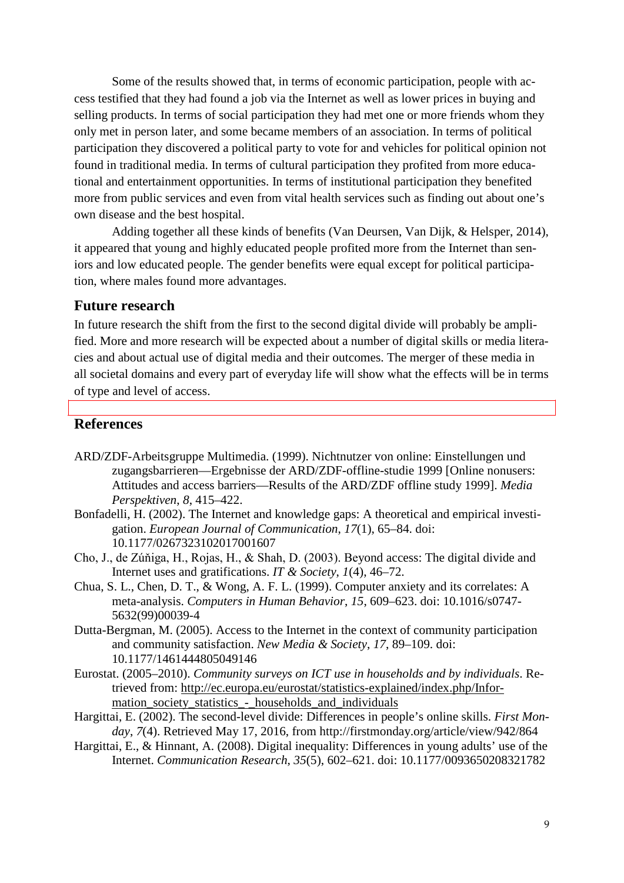Some of the results showed that, in terms of economic participation, people with access testified that they had found a job via the Internet as well as lower prices in buying and selling products. In terms of social participation they had met one or more friends whom they only met in person later, and some became members of an association. In terms of political participation they discovered a political party to vote for and vehicles for political opinion not found in traditional media. In terms of cultural participation they profited from more educational and entertainment opportunities. In terms of institutional participation they benefited more from public services and even from vital health services such as finding out about one's own disease and the best hospital.

Adding together all these kinds of benefits (Van Deursen, Van Dijk, & Helsper, 2014), it appeared that young and highly educated people profited more from the Internet than seniors and low educated people. The gender benefits were equal except for political participation, where males found more advantages.

## Future research

In future research the shift from the first to the second digital divide will probably be amplified. More and more research will be expected about a number of digital skills or media literacies and about actual use of digital media and their outcomes. The merger of these media in all societal domains and every part of everyday life will show what the effects will be in terms of type and level of access.

## References

ARD/ZDF-Arbeitsgruppe Multimedia. (1999). Nichtnutzer von online: Einstellungen und zugangsbarrieren—Ergebnisse der ARD/ZDF-offline-studie 1999 [Online nonusers: Attitudes and access barriers—Results of the ARD/ZDF offline study 1999]. *Media Perspektiven*, *8*, 415–422.

Bonfadelli, H. (2002). The Internet and knowledge gaps: A theoretical and empirical investigation. *European Journal of Communication*, *17*(1), 65–84. doi: 10.1177/0267323102017001607

Cho, J., de Zúñiga, H., Rojas, H., & Shah, D. (2003). Beyond access: The digital divide and Internet uses and gratifications. *IT & Society*, *1*(4), 46–72.

Chua, S. L., Chen, D. T., & Wong, A. F. L. (1999). Computer anxiety and its correlates: A meta-analysis. *Computers in Human Behavior*, *15*, 609–623. doi: 10.1016/s0747-5632(99)00039-4

Dutta-Bergman, M. (2005). Access to the Internet in the context of community participation and community satisfaction. *New Media & Society*, *17*, 89–109. doi: 10.1177/1461444805049146

Eurostat. (2005–2010). *Community surveys on ICT use in households and by individuals*. Retrieved from: http://ec.europa.eu/eurostat/statistics-explained/index.php/Information_society_statistics_-_households_and_individuals

Hargittai, E. (2002). The second-level divide: Differences in people's online skills. *First Monday*, *7*(4). Retrieved May 17, 2016, from http://firstmonday.org/article/view/942/864

Hargittai, E., & Hinnant, A. (2008). Digital inequality: Differences in young adults' use of the Internet. *Communication Research*, *35*(5), 602–621. doi: 10.1177/0093650208321782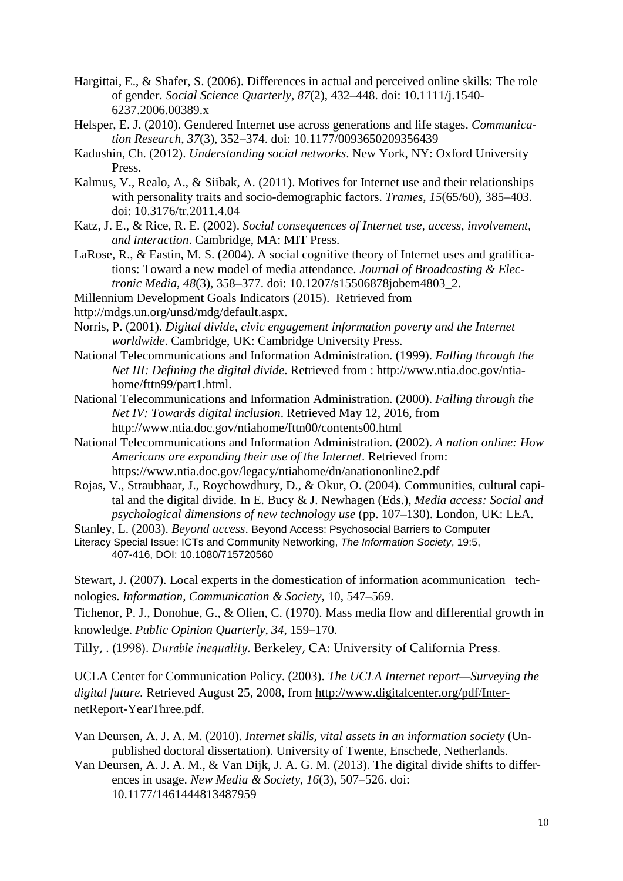Hargittai, E., & Shafer, S. (2006). Differences in actual and perceived online skills: The role of gender. *Social Science Quarterly*, *87*(2), 432–448. doi: 10.1111/j.1540-6237.2006.00389.x

Helsper, E. J. (2010). Gendered Internet use across generations and life stages. *Communication Research*, *37*(3), 352–374. doi: 10.1177/0093650209356439

Kadushin, Ch. (2012). *Understanding social networks*. New York, NY: Oxford University Press.

Kalmus, V., Realo, A., & Siibak, A. (2011). Motives for Internet use and their relationships with personality traits and socio-demographic factors. *Trames*, *15*(65/60), 385–403. doi: 10.3176/tr.2011.4.04

Katz, J. E., & Rice, R. E. (2002). *Social consequences of Internet use, access, involvement, and interaction*. Cambridge, MA: MIT Press.

LaRose, R., & Eastin, M. S. (2004). A social cognitive theory of Internet uses and gratifications: Toward a new model of media attendance. *Journal of Broadcasting & Electronic Media*, *48*(3), 358–377. doi: 10.1207/s15506878jobem4803_2.

Millennium Development Goals Indicators (2015). Retrieved from http://mdgs.un.org/unsd/mdg/default.aspx.

Norris, P. (2001). *Digital divide, civic engagement information poverty and the Internet worldwide.* Cambridge, UK: Cambridge University Press.

National Telecommunications and Information Administration. (1999). *Falling through the Net III: Defining the digital divide*. Retrieved from : http://www.ntia.doc.gov/ntiahome/fttn99/part1.html.

National Telecommunications and Information Administration. (2000). *Falling through the Net IV: Towards digital inclusion*. Retrieved May 12, 2016, from http://www.ntia.doc.gov/ntiahome/fttn00/contents00.html

National Telecommunications and Information Administration. (2002). *A nation online: How Americans are expanding their use of the Internet*. Retrieved from: https://www.ntia.doc.gov/legacy/ntiahome/dn/anationonline2.pdf

Rojas, V., Straubhaar, J., Roychowdhury, D., & Okur, O. (2004). Communities, cultural capital and the digital divide. In E. Bucy & J. Newhagen (Eds.), *Media access: Social and psychological dimensions of new technology use* (pp. 107–130). London, UK: LEA.

Stanley, L. (2003). *Beyond access*. Beyond Access: Psychosocial Barriers to Computer Literacy Special Issue: ICTs and Community Networking, *The Information Society*, 19:5, 407-416, DOI: 10.1080/715720560

Stewart, J. (2007). Local experts in the domestication of information acommunication technologies. *Information, Communication & Society*, 10, 547–569.

Tichenor, P. J., Donohue, G., & Olien, C. (1970). Mass media flow and differential growth in knowledge. *Public Opinion Quarterly*, *34*, 159–170.

Tilly, . (1998). *Durable inequality*. Berkeley, CA: University of California Press.

UCLA Center for Communication Policy. (2003). *The UCLA Internet report—Surveying the digital future.* Retrieved August 25, 2008, from http://www.digitalcenter.org/pdf/InternetReport-YearThree.pdf.

Van Deursen, A. J. A. M. (2010). *Internet skills, vital assets in an information society* (Unpublished doctoral dissertation). University of Twente, Enschede, Netherlands.

Van Deursen, A. J. A. M., & Van Dijk, J. A. G. M. (2013). The digital divide shifts to differences in usage. *New Media & Society*, *16*(3), 507–526. doi: 10.1177/1461444813487959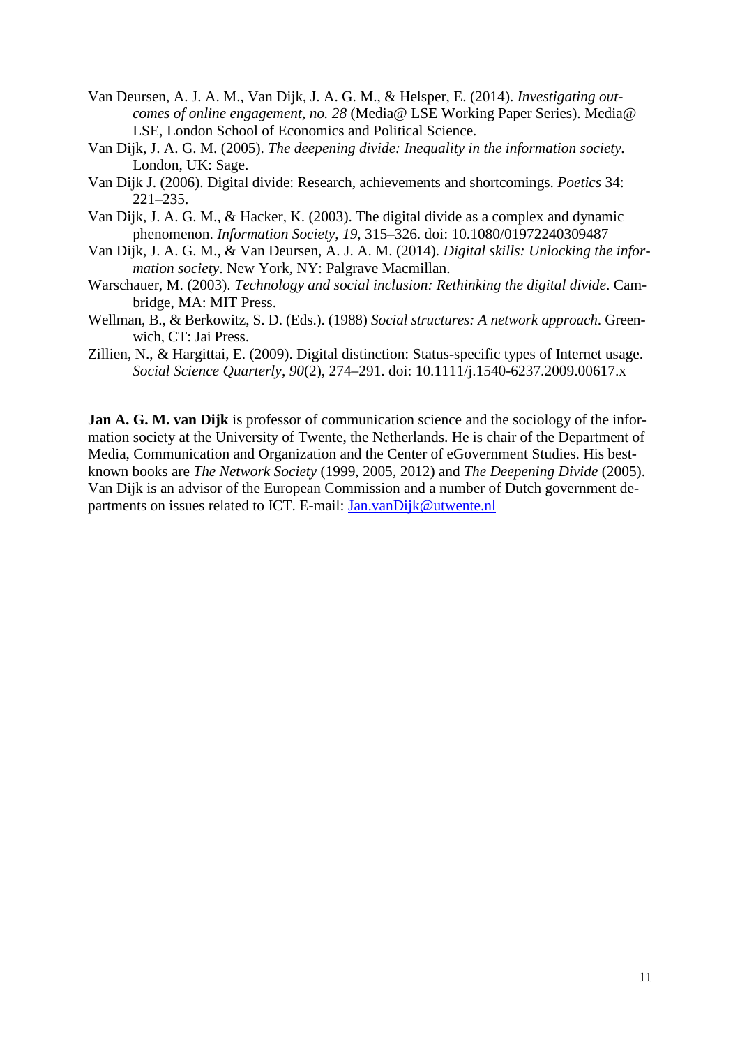Van Deursen, A. J. A. M., Van Dijk, J. A. G. M., & Helsper, E. (2014). *Investigating outcomes of online engagement, no. 28* (Media@ LSE Working Paper Series). Media@ LSE, London School of Economics and Political Science.

Van Dijk, J. A. G. M. (2005). *The deepening divide: Inequality in the information society*. London, UK: Sage.

Van Dijk J. (2006). Digital divide: Research, achievements and shortcomings. *Poetics* 34: 221–235.

Van Dijk, J. A. G. M., & Hacker, K. (2003). The digital divide as a complex and dynamic phenomenon. *Information Society*, *19*, 315–326. doi: 10.1080/01972240309487

Van Dijk, J. A. G. M., & Van Deursen, A. J. A. M. (2014). *Digital skills: Unlocking the information society*. New York, NY: Palgrave Macmillan.

Warschauer, M. (2003). *Technology and social inclusion: Rethinking the digital divide*. Cambridge, MA: MIT Press.

Wellman, B., & Berkowitz, S. D. (Eds.). (1988) *Social structures: A network approach*. Greenwich, CT: Jai Press.

Zillien, N., & Hargittai, E. (2009). Digital distinction: Status-specific types of Internet usage. *Social Science Quarterly*, *90*(2), 274–291. doi: 10.1111/j.1540-6237.2009.00617.x

**Jan A. G. M. van Dijk** is professor of communication science and the sociology of the information society at the University of Twente, the Netherlands. He is chair of the Department of Media, Communication and Organization and the Center of eGovernment Studies. His best-known books are *The Network Society* (1999, 2005, 2012) and *The Deepening Divide* (2005). Van Dijk is an advisor of the European Commission and a number of Dutch government departments on issues related to ICT. E-mail: Jan.vanDijk@utwente.nl